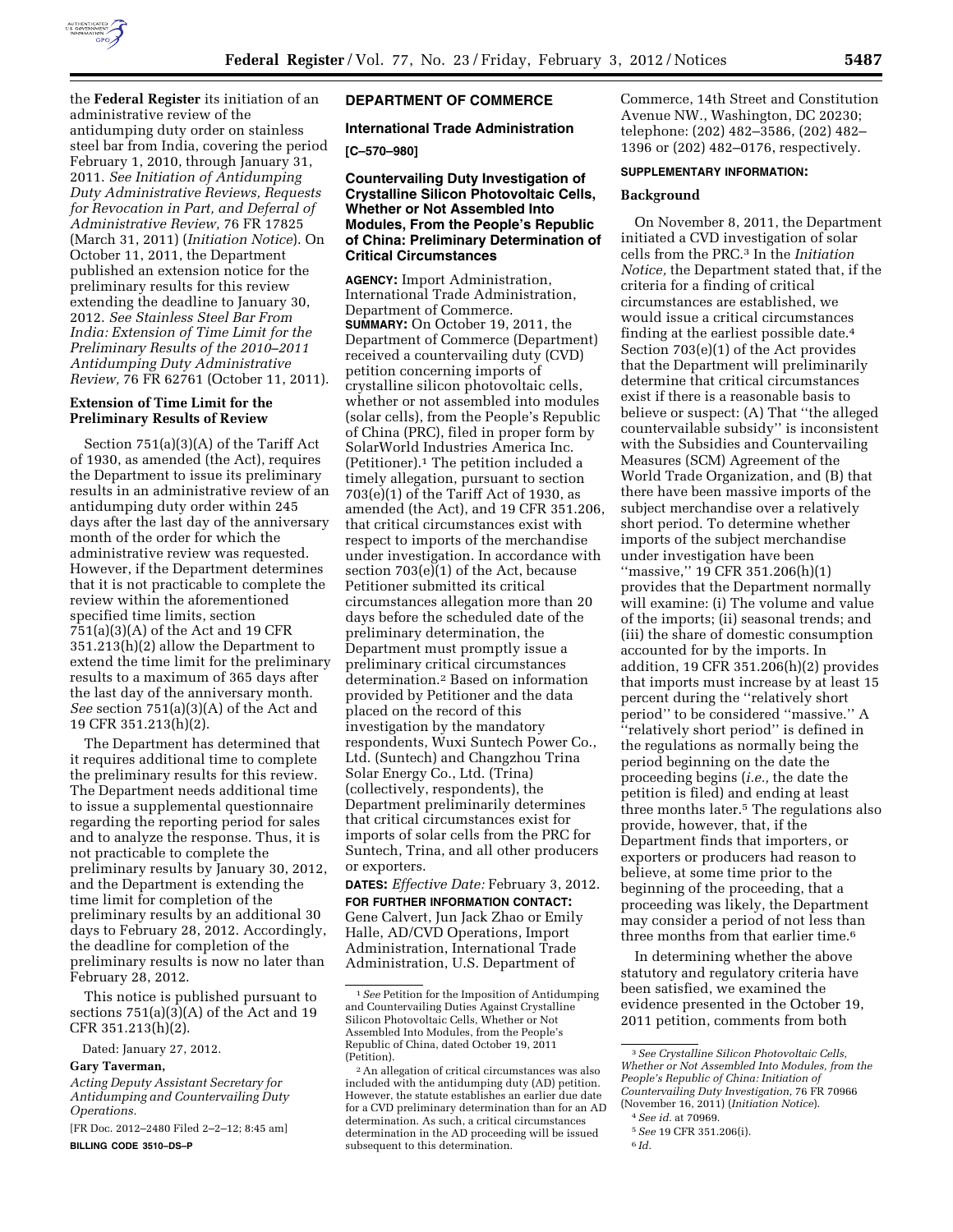the **Federal Register** its initiation of an administrative review of the antidumping duty order on stainless steel bar from India, covering the period February 1, 2010, through January 31, 2011. *See Initiation of Antidumping Duty Administrative Reviews, Requests for Revocation in Part, and Deferral of Administrative Review,* 76 FR 17825 (March 31, 2011) (*Initiation Notice*). On October 11, 2011, the Department published an extension notice for the preliminary results for this review extending the deadline to January 30, 2012. *See Stainless Steel Bar From India: Extension of Time Limit for the Preliminary Results of the 2010–2011 Antidumping Duty Administrative Review,* 76 FR 62761 (October 11, 2011).

**Extension of Time Limit for the Preliminary Results of Review**

Section 751(a)(3)(A) of the Tariff Act of 1930, as amended (the Act), requires the Department to issue its preliminary results in an administrative review of an antidumping duty order within 245 days after the last day of the anniversary month of the order for which the administrative review was requested. However, if the Department determines that it is not practicable to complete the review within the aforementioned specified time limits, section 751(a)(3)(A) of the Act and 19 CFR 351.213(h)(2) allow the Department to extend the time limit for the preliminary results to a maximum of 365 days after the last day of the anniversary month. *See* section 751(a)(3)(A) of the Act and 19 CFR 351.213(h)(2).

The Department has determined that it requires additional time to complete the preliminary results for this review. The Department needs additional time to issue a supplemental questionnaire regarding the reporting period for sales and to analyze the response. Thus, it is not practicable to complete the preliminary results by January 30, 2012, and the Department is extending the time limit for completion of the preliminary results by an additional 30 days to February 28, 2012. Accordingly, the deadline for completion of the preliminary results is now no later than February 28, 2012.

This notice is published pursuant to sections 751(a)(3)(A) of the Act and 19 CFR 351.213(h)(2).

Dated: January 27, 2012.

**Gary Taverman,**

*Acting Deputy Assistant Secretary for Antidumping and Countervailing Duty Operations.*

[FR Doc. 2012–2480 Filed 2–2–12; 8:45 am]

**BILLING CODE 3510–DS–P**

## DEPARTMENT OF COMMERCE

### International Trade Administration

**[C–570–980]**

### Countervailing Duty Investigation of Crystalline Silicon Photovoltaic Cells, Whether or Not Assembled Into Modules, From the People's Republic of China: Preliminary Determination of Critical Circumstances

**AGENCY:** Import Administration, International Trade Administration, Department of Commerce.

**SUMMARY:** On October 19, 2011, the Department of Commerce (Department) received a countervailing duty (CVD) petition concerning imports of crystalline silicon photovoltaic cells, whether or not assembled into modules (solar cells), from the People's Republic of China (PRC), filed in proper form by SolarWorld Industries America Inc. (Petitioner).[1] The petition included a timely allegation, pursuant to section 703(e)(1) of the Tariff Act of 1930, as amended (the Act), and 19 CFR 351.206, that critical circumstances exist with respect to imports of the merchandise under investigation. In accordance with section 703(e)(1) of the Act, because Petitioner submitted its critical circumstances allegation more than 20 days before the scheduled date of the preliminary determination, the Department must promptly issue a preliminary critical circumstances determination.[2] Based on information provided by Petitioner and the data placed on the record of this investigation by the mandatory respondents, Wuxi Suntech Power Co., Ltd. (Suntech) and Changzhou Trina Solar Energy Co., Ltd. (Trina) (collectively, respondents), the Department preliminarily determines that critical circumstances exist for imports of solar cells from the PRC for Suntech, Trina, and all other producers or exporters.

**DATES:** *Effective Date:* February 3, 2012.

**FOR FURTHER INFORMATION CONTACT:** Gene Calvert, Jun Jack Zhao or Emily Halle, AD/CVD Operations, Import Administration, International Trade Administration, U.S. Department of Commerce, 14th Street and Constitution Avenue NW., Washington, DC 20230; telephone: (202) 482–3586, (202) 482–1396 or (202) 482–0176, respectively.

**SUPPLEMENTARY INFORMATION:**

**Background**

On November 8, 2011, the Department initiated a CVD investigation of solar cells from the PRC.[3] In the *Initiation Notice,* the Department stated that, if the criteria for a finding of critical circumstances are established, we would issue a critical circumstances finding at the earliest possible date.[4] Section 703(e)(1) of the Act provides that the Department will preliminarily determine that critical circumstances exist if there is a reasonable basis to believe or suspect: (A) That ''the alleged countervailable subsidy'' is inconsistent with the Subsidies and Countervailing Measures (SCM) Agreement of the World Trade Organization, and (B) that there have been massive imports of the subject merchandise over a relatively short period. To determine whether imports of the subject merchandise under investigation have been ''massive,'' 19 CFR 351.206(h)(1) provides that the Department normally will examine: (i) The volume and value of the imports; (ii) seasonal trends; and (iii) the share of domestic consumption accounted for by the imports. In addition, 19 CFR 351.206(h)(2) provides that imports must increase by at least 15 percent during the ''relatively short period'' to be considered ''massive.'' A ''relatively short period'' is defined in the regulations as normally being the period beginning on the date the proceeding begins (*i.e.,* the date the petition is filed) and ending at least three months later.[5] The regulations also provide, however, that, if the Department finds that importers, or exporters or producers had reason to believe, at some time prior to the beginning of the proceeding, that a proceeding was likely, the Department may consider a period of not less than three months from that earlier time.[6]

In determining whether the above statutory and regulatory criteria have been satisfied, we examined the evidence presented in the October 19, 2011 petition, comments from both

---

[1] *See* Petition for the Imposition of Antidumping and Countervailing Duties Against Crystalline Silicon Photovoltaic Cells, Whether or Not Assembled Into Modules, from the People's Republic of China, dated October 19, 2011 (Petition).

[2] An allegation of critical circumstances was also included with the antidumping duty (AD) petition. However, the statute establishes an earlier due date for a CVD preliminary determination than for an AD determination. As such, a critical circumstances determination in the AD proceeding will be issued subsequent to this determination.

[3] *See Crystalline Silicon Photovoltaic Cells, Whether or Not Assembled Into Modules, from the People's Republic of China: Initiation of Countervailing Duty Investigation,* 76 FR 70966 (November 16, 2011) (*Initiation Notice*).

[4] *See id.* at 70969.

[5] *See* 19 CFR 351.206(i).

[6] *Id.*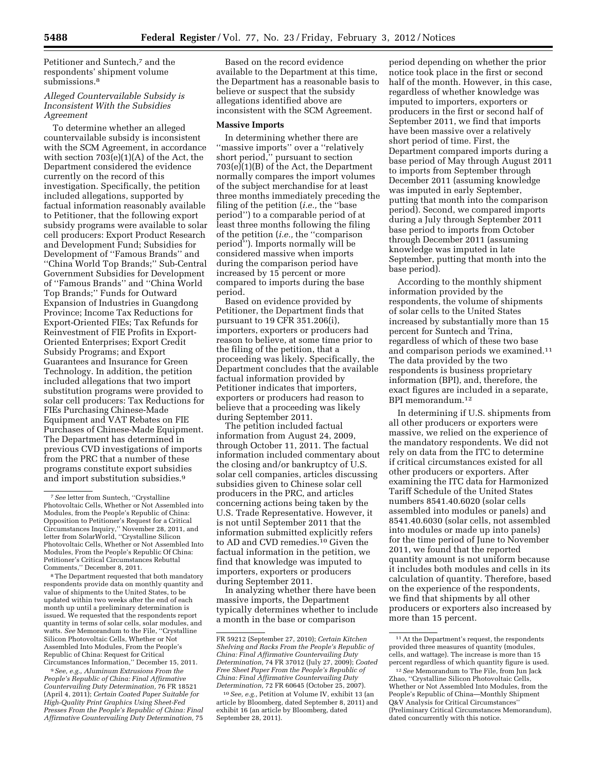Petitioner and Suntech,[7] and the respondents' shipment volume submissions.[8]

### *Alleged Countervailable Subsidy is Inconsistent With the Subsidies Agreement*

To determine whether an alleged countervailable subsidy is inconsistent with the SCM Agreement, in accordance with section 703(e)(1)(A) of the Act, the Department considered the evidence currently on the record of this investigation. Specifically, the petition included allegations, supported by factual information reasonably available to Petitioner, that the following export subsidy programs were available to solar cell producers: Export Product Research and Development Fund; Subsidies for Development of ''Famous Brands'' and ''China World Top Brands;'' Sub-Central Government Subsidies for Development of ''Famous Brands'' and ''China World Top Brands;'' Funds for Outward Expansion of Industries in Guangdong Province; Income Tax Reductions for Export-Oriented FIEs; Tax Refunds for Reinvestment of FIE Profits in Export-Oriented Enterprises; Export Credit Subsidy Programs; and Export Guarantees and Insurance for Green Technology. In addition, the petition included allegations that two import substitution programs were provided to solar cell producers: Tax Reductions for FIEs Purchasing Chinese-Made Equipment and VAT Rebates on FIE Purchases of Chinese-Made Equipment. The Department has determined in previous CVD investigations of imports from the PRC that a number of these programs constitute export subsidies and import substitution subsidies.[9]

Based on the record evidence available to the Department at this time, the Department has a reasonable basis to believe or suspect that the subsidy allegations identified above are inconsistent with the SCM Agreement.

## Massive Imports

In determining whether there are ''massive imports'' over a ''relatively short period,'' pursuant to section 703(e)(1)(B) of the Act, the Department normally compares the import volumes of the subject merchandise for at least three months immediately preceding the filing of the petition (*i.e.,* the ''base period'') to a comparable period of at least three months following the filing of the petition (*i.e.,* the ''comparison period''). Imports normally will be considered massive when imports during the comparison period have increased by 15 percent or more compared to imports during the base period.

Based on evidence provided by Petitioner, the Department finds that pursuant to 19 CFR 351.206(i), importers, exporters or producers had reason to believe, at some time prior to the filing of the petition, that a proceeding was likely. Specifically, the Department concludes that the available factual information provided by Petitioner indicates that importers, exporters or producers had reason to believe that a proceeding was likely during September 2011.

The petition included factual information from August 24, 2009, through October 11, 2011. The factual information included commentary about the closing and/or bankruptcy of U.S. solar cell companies, articles discussing subsidies given to Chinese solar cell producers in the PRC, and articles concerning actions being taken by the U.S. Trade Representative. However, it is not until September 2011 that the information submitted explicitly refers to AD and CVD remedies.[10] Given the factual information in the petition, we find that knowledge was imputed to importers, exporters or producers during September 2011.

In analyzing whether there have been massive imports, the Department typically determines whether to include a month in the base or comparison period depending on whether the prior notice took place in the first or second half of the month. However, in this case, regardless of whether knowledge was imputed to importers, exporters or producers in the first or second half of September 2011, we find that imports have been massive over a relatively short period of time. First, the Department compared imports during a base period of May through August 2011 to imports from September through December 2011 (assuming knowledge was imputed in early September, putting that month into the comparison period). Second, we compared imports during a July through September 2011 base period to imports from October through December 2011 (assuming knowledge was imputed in late September, putting that month into the base period).

According to the monthly shipment information provided by the respondents, the volume of shipments of solar cells to the United States increased by substantially more than 15 percent for Suntech and Trina, regardless of which of these two base and comparison periods we examined.[11] The data provided by the two respondents is business proprietary information (BPI), and, therefore, the exact figures are included in a separate, BPI memorandum.[12]

In determining if U.S. shipments from all other producers or exporters were massive, we relied on the experience of the mandatory respondents. We did not rely on data from the ITC to determine if critical circumstances existed for all other producers or exporters. After examining the ITC data for Harmonized Tariff Schedule of the United States numbers 8541.40.6020 (solar cells assembled into modules or panels) and 8541.40.6030 (solar cells, not assembled into modules or made up into panels) for the time period of June to November 2011, we found that the reported quantity amount is not uniform because it includes both modules and cells in its calculation of quantity. Therefore, based on the experience of the respondents, we find that shipments by all other producers or exporters also increased by more than 15 percent.

---

[7] *See* letter from Suntech, ''Crystalline Photovoltaic Cells, Whether or Not Assembled into Modules, from the People's Republic of China: Opposition to Petitioner's Request for a Critical Circumstances Inquiry,'' November 28, 2011, and letter from SolarWorld, ''Crystalline Silicon Photovoltaic Cells, Whether or Not Assembled Into Modules, From the People's Republic Of China: Petitioner's Critical Circumstances Rebuttal Comments,'' December 8, 2011.

[8] The Department requested that both mandatory respondents provide data on monthly quantity and value of shipments to the United States, to be updated within two weeks after the end of each month up until a preliminary determination is issued. We requested that the respondents report quantity in terms of solar cells, solar modules, and watts. *See* Memorandum to the File, ''Crystalline Silicon Photovoltaic Cells, Whether or Not Assembled Into Modules, From the People's Republic of China: Request for Critical Circumstances Information,'' December 15, 2011.

[9] *See, e.g., Aluminum Extrusions From the People's Republic of China: Final Affirmative Countervailing Duty Determination,* 76 FR 18521 (April 4, 2011); *Certain Coated Paper Suitable for High-Quality Print Graphics Using Sheet-Fed Presses From the People's Republic of China: Final Affirmative Countervailing Duty Determination,* 75 FR 59212 (September 27, 2010); *Certain Kitchen Shelving and Racks From the People's Republic of China: Final Affirmative Countervailing Duty Determination,* 74 FR 37012 (July 27, 2009); *Coated Free Sheet Paper From the People's Republic of China: Final Affirmative Countervailing Duty Determination,* 72 FR 60645 (October 25, 2007).

[10] *See, e.g.,* Petition at Volume IV, exhibit 13 (an article by Bloomberg, dated September 8, 2011) and exhibit 16 (an article by Bloomberg, dated September 28, 2011).

[11] At the Department's request, the respondents provided three measures of quantity (modules, cells, and wattage). The increase is more than 15 percent regardless of which quantity figure is used.

[12] *See* Memorandum to The File, from Jun Jack Zhao, ''Crystalline Silicon Photovoltaic Cells, Whether or Not Assembled Into Modules, from the People's Republic of China—Monthly Shipment Q&V Analysis for Critical Circumstances'' (Preliminary Critical Circumstances Memorandum), dated concurrently with this notice.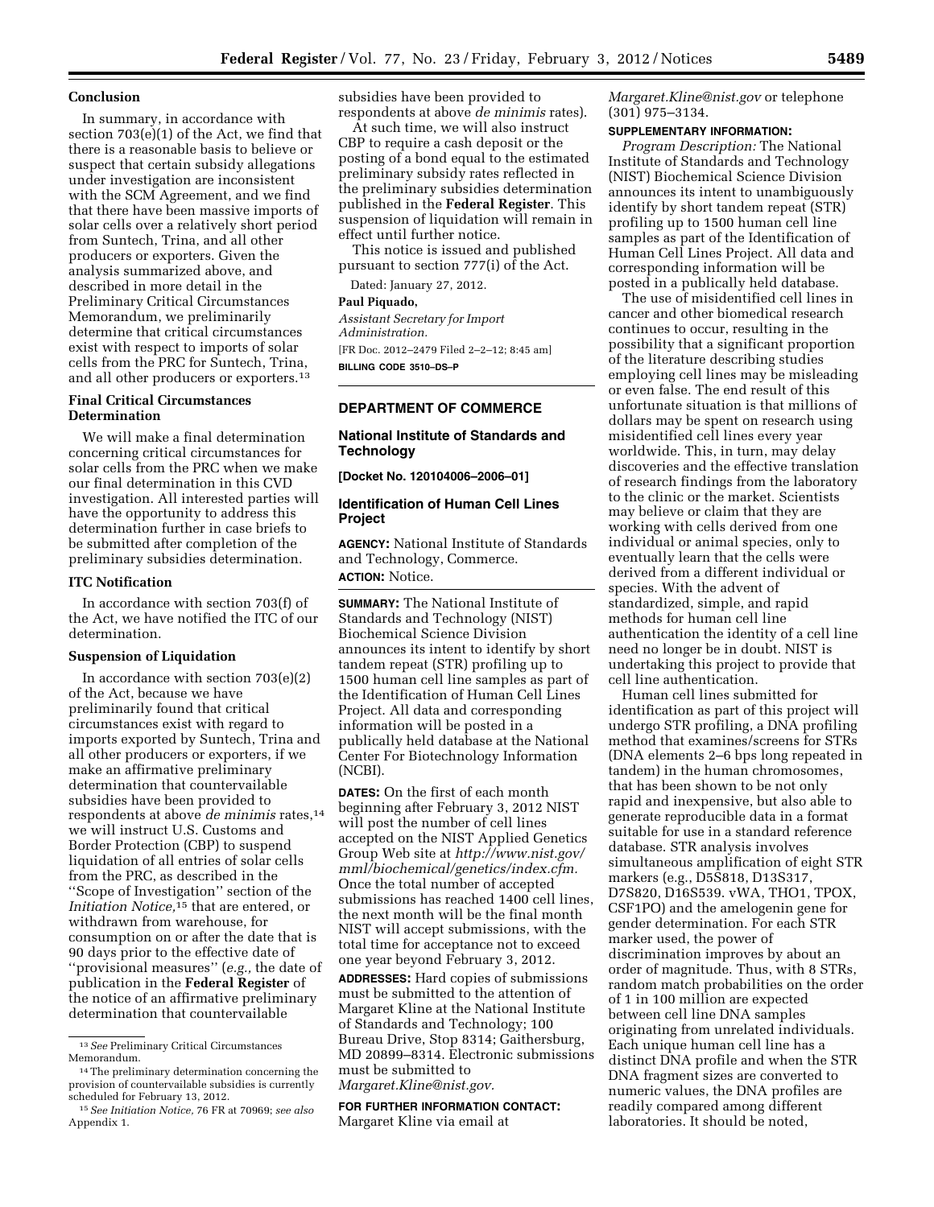## Conclusion

In summary, in accordance with section 703(e)(1) of the Act, we find that there is a reasonable basis to believe or suspect that certain subsidy allegations under investigation are inconsistent with the SCM Agreement, and we find that there have been massive imports of solar cells over a relatively short period from Suntech, Trina, and all other producers or exporters. Given the analysis summarized above, and described in more detail in the Preliminary Critical Circumstances Memorandum, we preliminarily determine that critical circumstances exist with respect to imports of solar cells from the PRC for Suntech, Trina, and all other producers or exporters.[13]

## Final Critical Circumstances Determination

We will make a final determination concerning critical circumstances for solar cells from the PRC when we make our final determination in this CVD investigation. All interested parties will have the opportunity to address this determination further in case briefs to be submitted after completion of the preliminary subsidies determination.

## ITC Notification

In accordance with section 703(f) of the Act, we have notified the ITC of our determination.

## Suspension of Liquidation

In accordance with section 703(e)(2) of the Act, because we have preliminarily found that critical circumstances exist with regard to imports exported by Suntech, Trina and all other producers or exporters, if we make an affirmative preliminary determination that countervailable subsidies have been provided to respondents at above *de minimis* rates,[14] we will instruct U.S. Customs and Border Protection (CBP) to suspend liquidation of all entries of solar cells from the PRC, as described in the ''Scope of Investigation'' section of the *Initiation Notice,*[15] that are entered, or withdrawn from warehouse, for consumption on or after the date that is 90 days prior to the effective date of ''provisional measures'' (*e.g.,* the date of publication in the **Federal Register** of the notice of an affirmative preliminary determination that countervailable subsidies have been provided to respondents at above *de minimis* rates).

At such time, we will also instruct CBP to require a cash deposit or the posting of a bond equal to the estimated preliminary subsidy rates reflected in the preliminary subsidies determination published in the **Federal Register**. This suspension of liquidation will remain in effect until further notice.

This notice is issued and published pursuant to section 777(i) of the Act.

Dated: January 27, 2012.

**Paul Piquado,**

*Assistant Secretary for Import Administration.*

[FR Doc. 2012–2479 Filed 2–2–12; 8:45 am]

**BILLING CODE 3510–DS–P**

[13] *See* Preliminary Critical Circumstances Memorandum.

[14] The preliminary determination concerning the provision of countervailable subsidies is currently scheduled for February 13, 2012.

[15] *See Initiation Notice,* 76 FR at 70969; *see also* Appendix 1.

---

## DEPARTMENT OF COMMERCE

### National Institute of Standards and Technology

**[Docket No. 120104006–2006–01]**

### Identification of Human Cell Lines Project

**AGENCY:** National Institute of Standards and Technology, Commerce.

**ACTION:** Notice.

**SUMMARY:** The National Institute of Standards and Technology (NIST) Biochemical Science Division announces its intent to identify by short tandem repeat (STR) profiling up to 1500 human cell line samples as part of the Identification of Human Cell Lines Project. All data and corresponding information will be posted in a publically held database at the National Center For Biotechnology Information (NCBI).

**DATES:** On the first of each month beginning after February 3, 2012 NIST will post the number of cell lines accepted on the NIST Applied Genetics Group Web site at *http://www.nist.gov/mml/biochemical/genetics/index.cfm.* Once the total number of accepted submissions has reached 1400 cell lines, the next month will be the final month NIST will accept submissions, with the total time for acceptance not to exceed one year beyond February 3, 2012.

**ADDRESSES:** Hard copies of submissions must be submitted to the attention of Margaret Kline at the National Institute of Standards and Technology; 100 Bureau Drive, Stop 8314; Gaithersburg, MD 20899–8314. Electronic submissions must be submitted to *Margaret.Kline@nist.gov.*

**FOR FURTHER INFORMATION CONTACT:** Margaret Kline via email at *Margaret.Kline@nist.gov* or telephone (301) 975–3134.

**SUPPLEMENTARY INFORMATION:**

*Program Description:* The National Institute of Standards and Technology (NIST) Biochemical Science Division announces its intent to unambiguously identify by short tandem repeat (STR) profiling up to 1500 human cell line samples as part of the Identification of Human Cell Lines Project. All data and corresponding information will be posted in a publically held database.

The use of misidentified cell lines in cancer and other biomedical research continues to occur, resulting in the possibility that a significant proportion of the literature describing studies employing cell lines may be misleading or even false. The end result of this unfortunate situation is that millions of dollars may be spent on research using misidentified cell lines every year worldwide. This, in turn, may delay discoveries and the effective translation of research findings from the laboratory to the clinic or the market. Scientists may believe or claim that they are working with cells derived from one individual or animal species, only to eventually learn that the cells were derived from a different individual or species. With the advent of standardized, simple, and rapid methods for human cell line authentication the identity of a cell line need no longer be in doubt. NIST is undertaking this project to provide that cell line authentication.

Human cell lines submitted for identification as part of this project will undergo STR profiling, a DNA profiling method that examines/screens for STRs (DNA elements 2–6 bps long repeated in tandem) in the human chromosomes, that has been shown to be not only rapid and inexpensive, but also able to generate reproducible data in a format suitable for use in a standard reference database. STR analysis involves simultaneous amplification of eight STR markers (e.g., D5S818, D13S317, D7S820, D16S539. vWA, THO1, TPOX, CSF1PO) and the amelogenin gene for gender determination. For each STR marker used, the power of discrimination improves by about an order of magnitude. Thus, with 8 STRs, random match probabilities on the order of 1 in 100 million are expected between cell line DNA samples originating from unrelated individuals. Each unique human cell line has a distinct DNA profile and when the STR DNA fragment sizes are converted to numeric values, the DNA profiles are readily compared among different laboratories. It should be noted,